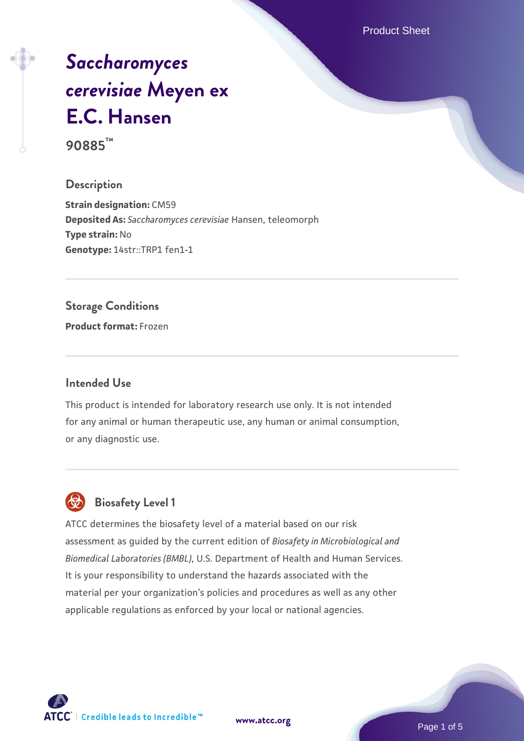# *Saccharomyces cerevisiae* Meyen ex E.C. Hansen

**90885™**

## Description

**Strain designation:** CM59
**Deposited As:** *Saccharomyces cerevisiae* Hansen, teleomorph
**Type strain:** No
**Genotype:** 14str::TRP1 fen1-1

## Storage Conditions

**Product format:** Frozen

## Intended Use

This product is intended for laboratory research use only. It is not intended for any animal or human therapeutic use, any human or animal consumption, or any diagnostic use.

## Biosafety Level 1

ATCC determines the biosafety level of a material based on our risk assessment as guided by the current edition of *Biosafety in Microbiological and Biomedical Laboratories (BMBL)*, U.S. Department of Health and Human Services. It is your responsibility to understand the hazards associated with the material per your organization's policies and procedures as well as any other applicable regulations as enforced by your local or national agencies.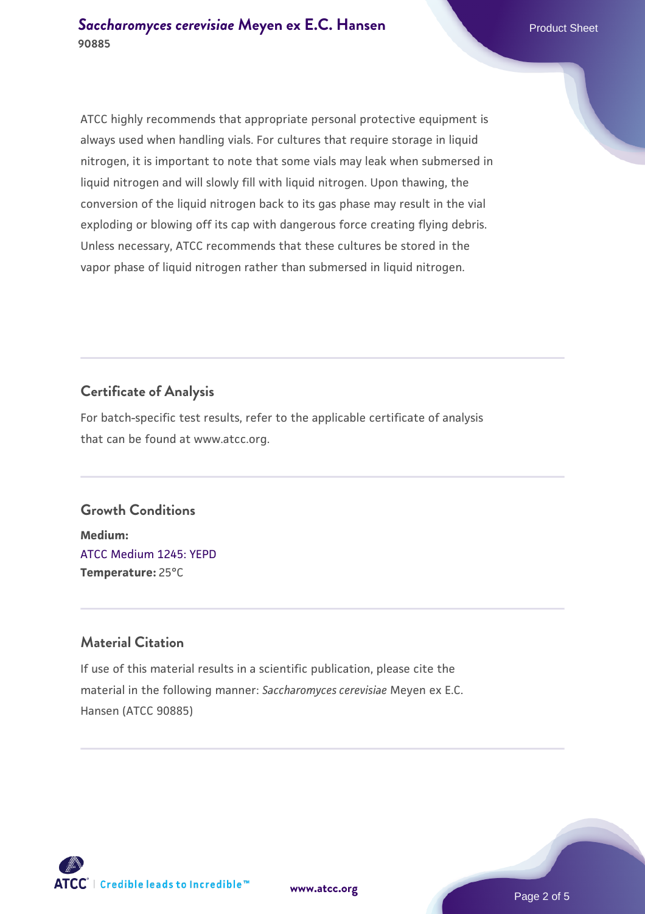ATCC highly recommends that appropriate personal protective equipment is always used when handling vials. For cultures that require storage in liquid nitrogen, it is important to note that some vials may leak when submersed in liquid nitrogen and will slowly fill with liquid nitrogen. Upon thawing, the conversion of the liquid nitrogen back to its gas phase may result in the vial exploding or blowing off its cap with dangerous force creating flying debris. Unless necessary, ATCC recommends that these cultures be stored in the vapor phase of liquid nitrogen rather than submersed in liquid nitrogen.

## Certificate of Analysis

For batch-specific test results, refer to the applicable certificate of analysis that can be found at www.atcc.org.

## Growth Conditions

**Medium:**
ATCC Medium 1245: YEPD
**Temperature:** 25°C

## Material Citation

If use of this material results in a scientific publication, please cite the material in the following manner: *Saccharomyces cerevisiae* Meyen ex E.C. Hansen (ATCC 90885)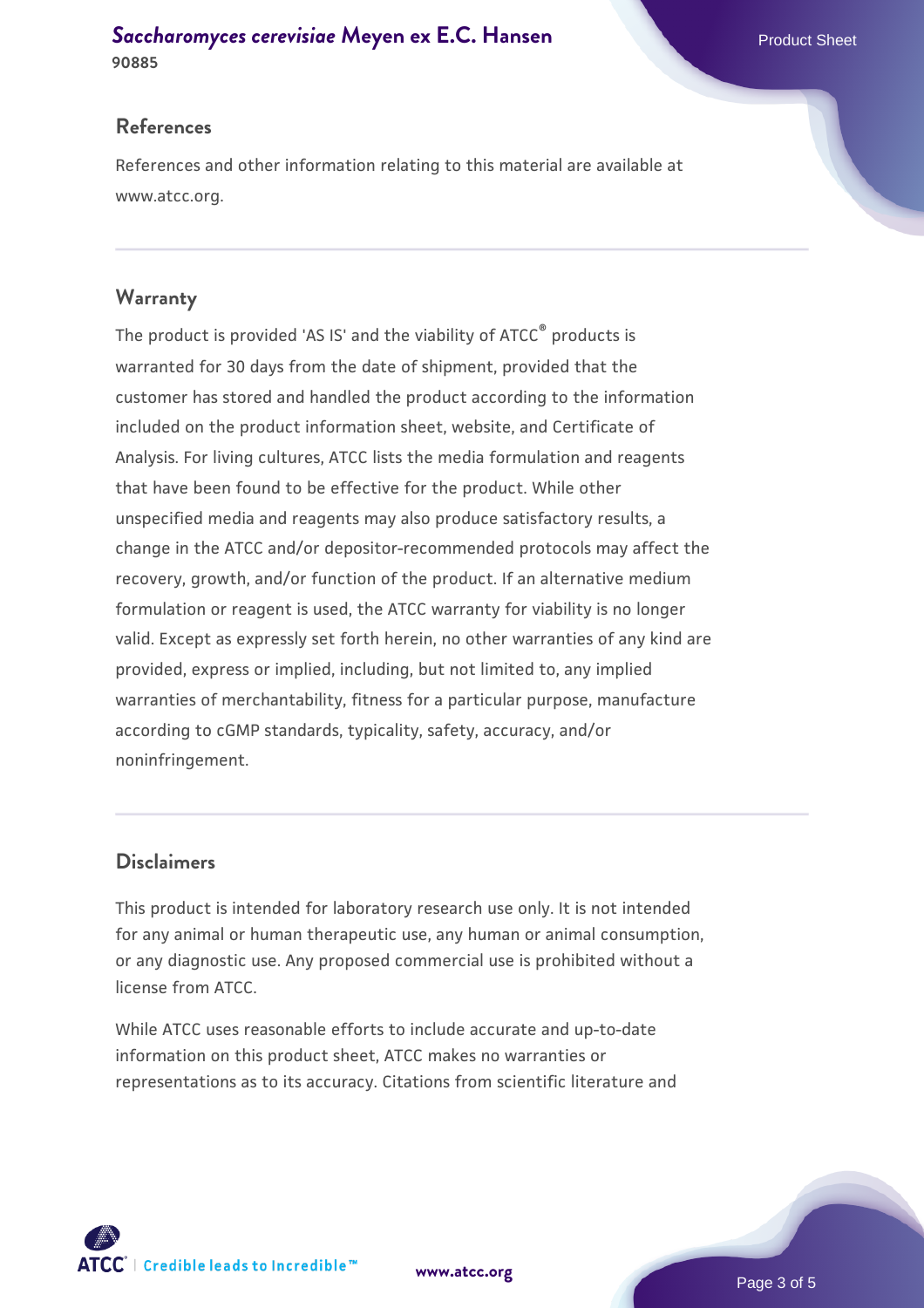## References

References and other information relating to this material are available at www.atcc.org.

## Warranty

The product is provided 'AS IS' and the viability of ATCC® products is warranted for 30 days from the date of shipment, provided that the customer has stored and handled the product according to the information included on the product information sheet, website, and Certificate of Analysis. For living cultures, ATCC lists the media formulation and reagents that have been found to be effective for the product. While other unspecified media and reagents may also produce satisfactory results, a change in the ATCC and/or depositor-recommended protocols may affect the recovery, growth, and/or function of the product. If an alternative medium formulation or reagent is used, the ATCC warranty for viability is no longer valid. Except as expressly set forth herein, no other warranties of any kind are provided, express or implied, including, but not limited to, any implied warranties of merchantability, fitness for a particular purpose, manufacture according to cGMP standards, typicality, safety, accuracy, and/or noninfringement.

## Disclaimers

This product is intended for laboratory research use only. It is not intended for any animal or human therapeutic use, any human or animal consumption, or any diagnostic use. Any proposed commercial use is prohibited without a license from ATCC.

While ATCC uses reasonable efforts to include accurate and up-to-date information on this product sheet, ATCC makes no warranties or representations as to its accuracy. Citations from scientific literature and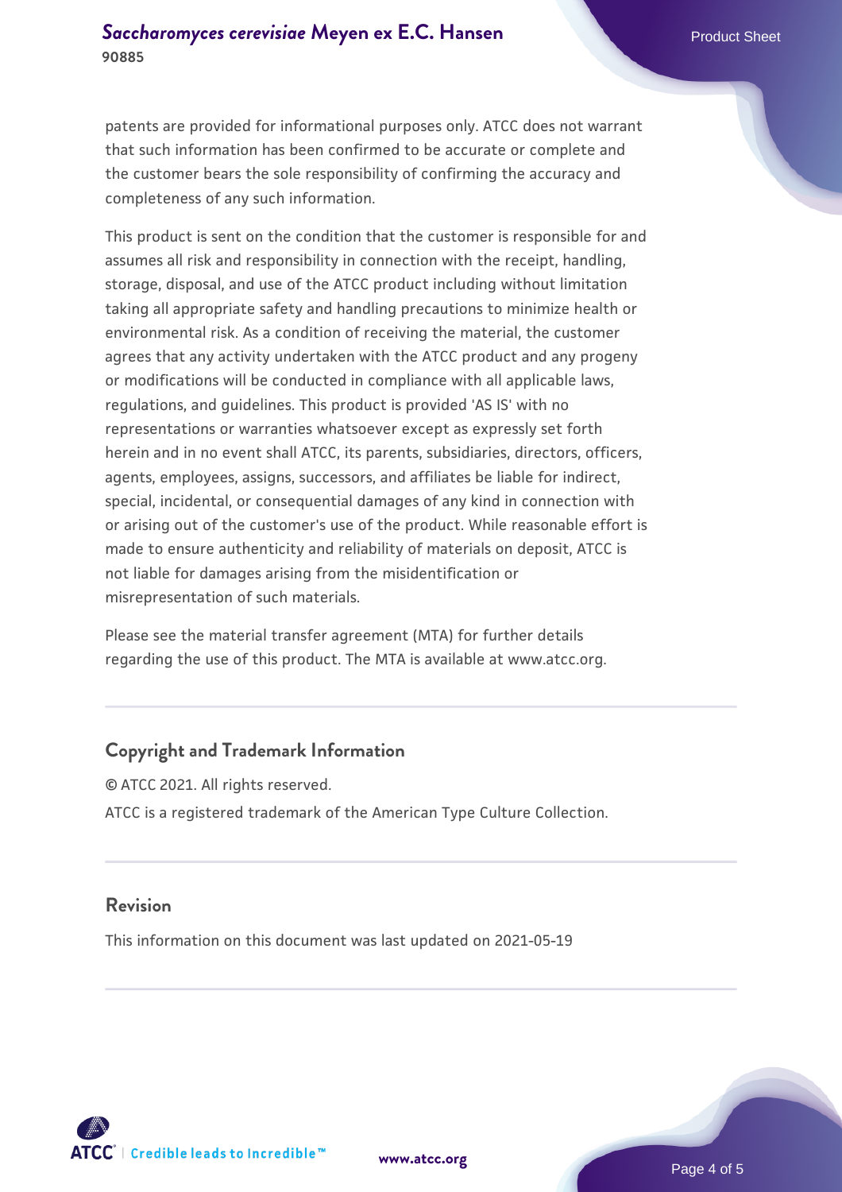patents are provided for informational purposes only. ATCC does not warrant that such information has been confirmed to be accurate or complete and the customer bears the sole responsibility of confirming the accuracy and completeness of any such information.

This product is sent on the condition that the customer is responsible for and assumes all risk and responsibility in connection with the receipt, handling, storage, disposal, and use of the ATCC product including without limitation taking all appropriate safety and handling precautions to minimize health or environmental risk. As a condition of receiving the material, the customer agrees that any activity undertaken with the ATCC product and any progeny or modifications will be conducted in compliance with all applicable laws, regulations, and guidelines. This product is provided 'AS IS' with no representations or warranties whatsoever except as expressly set forth herein and in no event shall ATCC, its parents, subsidiaries, directors, officers, agents, employees, assigns, successors, and affiliates be liable for indirect, special, incidental, or consequential damages of any kind in connection with or arising out of the customer's use of the product. While reasonable effort is made to ensure authenticity and reliability of materials on deposit, ATCC is not liable for damages arising from the misidentification or misrepresentation of such materials.

Please see the material transfer agreement (MTA) for further details regarding the use of this product. The MTA is available at www.atcc.org.

## Copyright and Trademark Information

© ATCC 2021. All rights reserved.

ATCC is a registered trademark of the American Type Culture Collection.

## Revision

This information on this document was last updated on 2021-05-19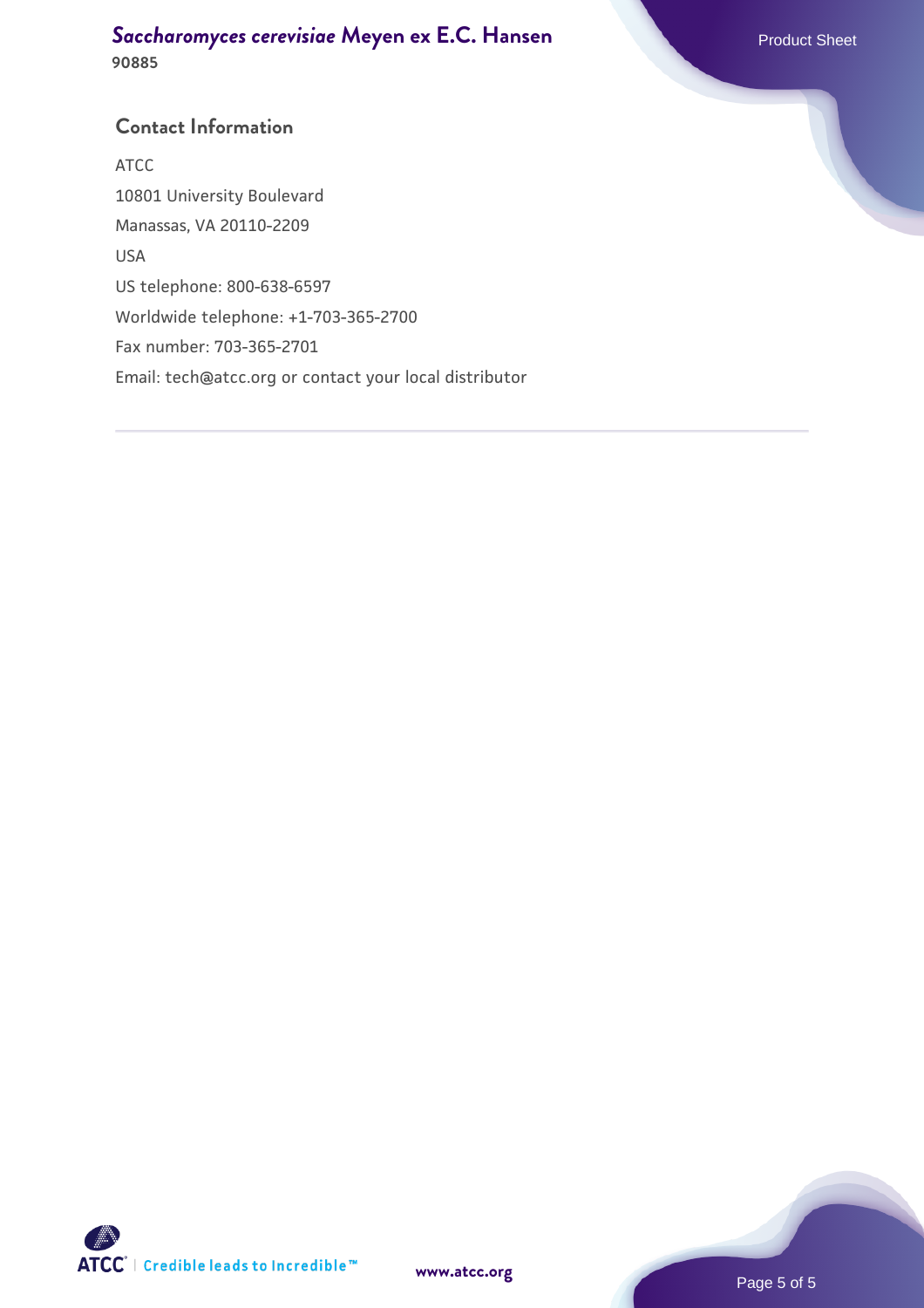## Contact Information

ATCC

10801 University Boulevard

Manassas, VA 20110-2209

USA

US telephone: 800-638-6597

Worldwide telephone: +1-703-365-2700

Fax number: 703-365-2701

Email: tech@atcc.org or contact your local distributor